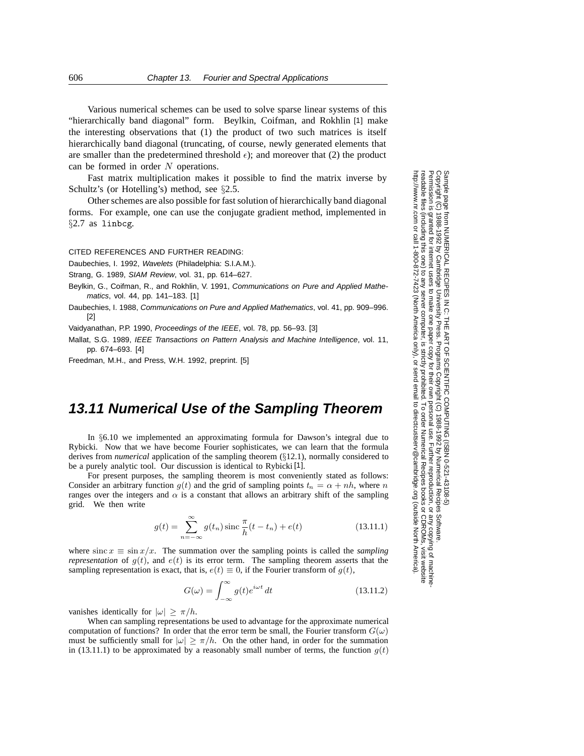Various numerical schemes can be used to solve sparse linear systems of this "hierarchically band diagonal" form. Beylkin, Coifman, and Rokhlin [1] make the interesting observations that (1) the product of two such matrices is itself hierarchically band diagonal (truncating, of course, newly generated elements that are smaller than the predetermined threshold $\epsilon$); and moreover that (2) the product can be formed in order $N$ operations.

Fast matrix multiplication makes it possible to find the matrix inverse by Schultz's (or Hotelling's) method, see §2.5.

Other schemes are also possible for fast solution of hierarchically band diagonal forms. For example, one can use the conjugate gradient method, implemented in §2.7 as `linbcg`.

CITED REFERENCES AND FURTHER READING:

Daubechies, I. 1992, *Wavelets* (Philadelphia: S.I.A.M.).

Strang, G. 1989, *SIAM Review*, vol. 31, pp. 614–627.

Beylkin, G., Coifman, R., and Rokhlin, V. 1991, *Communications on Pure and Applied Mathematics*, vol. 44, pp. 141–183. [1]

Daubechies, I. 1988, *Communications on Pure and Applied Mathematics*, vol. 41, pp. 909–996. [2]

Vaidyanathan, P.P. 1990, *Proceedings of the IEEE*, vol. 78, pp. 56–93. [3]

Mallat, S.G. 1989, *IEEE Transactions on Pattern Analysis and Machine Intelligence*, vol. 11, pp. 674–693. [4]

Freedman, M.H., and Press, W.H. 1992, preprint. [5]

## 13.11 Numerical Use of the Sampling Theorem

In §6.10 we implemented an approximating formula for Dawson's integral due to Rybicki. Now that we have become Fourier sophisticates, we can learn that the formula derives from *numerical* application of the sampling theorem (§12.1), normally considered to be a purely analytic tool. Our discussion is identical to Rybicki [1].

For present purposes, the sampling theorem is most conveniently stated as follows: Consider an arbitrary function $g(t)$ and the grid of sampling points $t_n = \alpha + nh$, where $n$ ranges over the integers and $\alpha$ is a constant that allows an arbitrary shift of the sampling grid. We then write

$$g(t) = \sum_{n=-\infty}^{\infty} g(t_n) \operatorname{sinc} \frac{\pi}{h}(t - t_n) + e(t) \tag{13.11.1}$$

where $\operatorname{sinc} x \equiv \sin x / x$. The summation over the sampling points is called the *sampling representation* of $g(t)$, and $e(t)$ is its error term. The sampling theorem asserts that the sampling representation is exact, that is, $e(t) \equiv 0$, if the Fourier transform of $g(t)$,

$$G(\omega) = \int_{-\infty}^{\infty} g(t) e^{i\omega t} \, dt \tag{13.11.2}$$

vanishes identically for $|\omega| \geq \pi/h$.

When can sampling representations be used to advantage for the approximate numerical computation of functions? In order that the error term be small, the Fourier transform $G(\omega)$ must be sufficiently small for $|\omega| \geq \pi/h$. On the other hand, in order for the summation in (13.11.1) to be approximated by a reasonably small number of terms, the function $g(t)$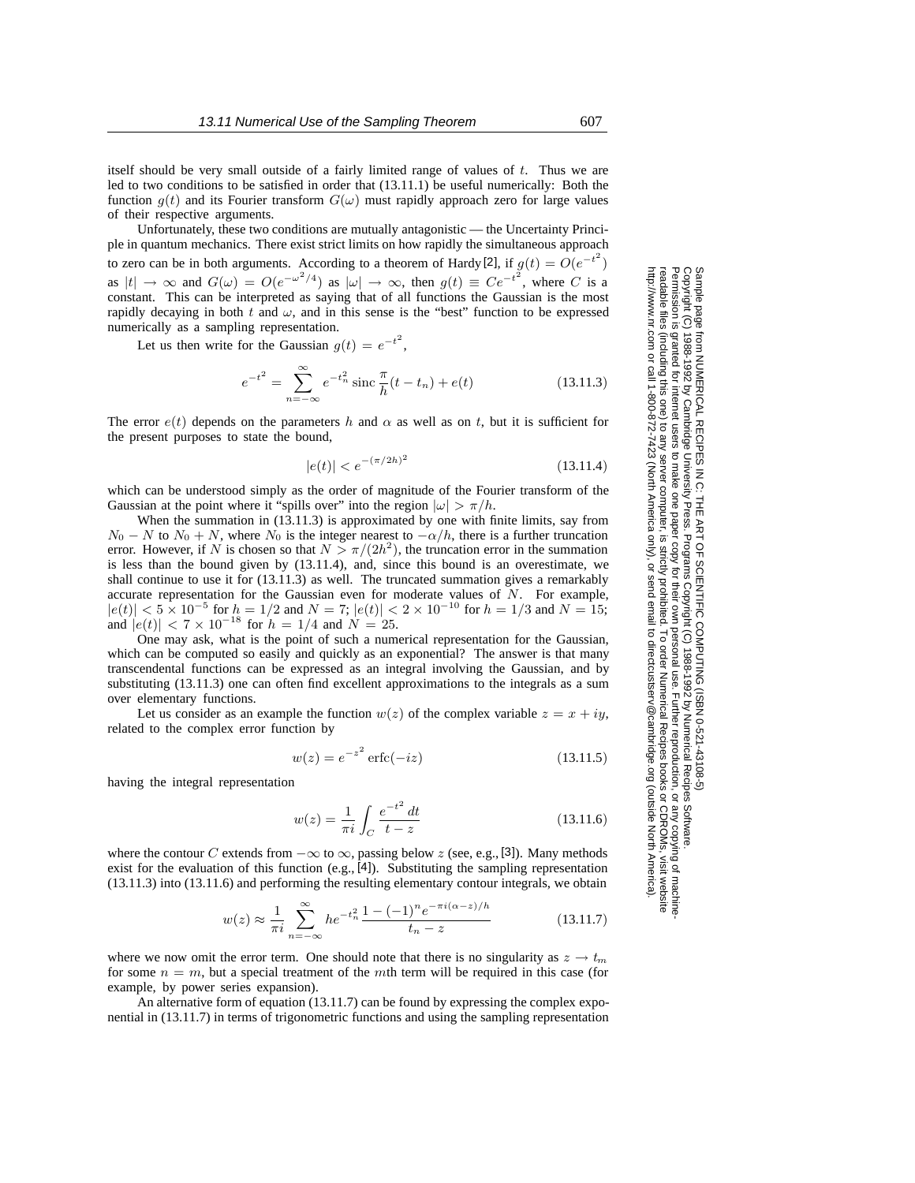itself should be very small outside of a fairly limited range of values of $t$. Thus we are led to two conditions to be satisfied in order that (13.11.1) be useful numerically: Both the function $g(t)$ and its Fourier transform $G(\omega)$ must rapidly approach zero for large values of their respective arguments.

Unfortunately, these two conditions are mutually antagonistic — the Uncertainty Principle in quantum mechanics. There exist strict limits on how rapidly the simultaneous approach to zero can be in both arguments. According to a theorem of Hardy [2], if $g(t) = O(e^{-t^2})$ as $|t| \to \infty$ and $G(\omega) = O(e^{-\omega^2/4})$ as $|\omega| \to \infty$, then $g(t) \equiv Ce^{-t^2}$, where $C$ is a constant. This can be interpreted as saying that of all functions the Gaussian is the most rapidly decaying in both $t$ and $\omega$, and in this sense is the "best" function to be expressed numerically as a sampling representation.

Let us then write for the Gaussian $g(t) = e^{-t^2}$,

$$e^{-t^2} = \sum_{n=-\infty}^{\infty} e^{-t_n^2} \operatorname{sinc} \frac{\pi}{h}(t - t_n) + e(t) \tag{13.11.3}$$

The error $e(t)$ depends on the parameters $h$ and $\alpha$ as well as on $t$, but it is sufficient for the present purposes to state the bound,

$$|e(t)| < e^{-(\pi/2h)^2} \tag{13.11.4}$$

which can be understood simply as the order of magnitude of the Fourier transform of the Gaussian at the point where it "spills over" into the region $|\omega| > \pi/h$.

When the summation in (13.11.3) is approximated by one with finite limits, say from $N_0 - N$ to $N_0 + N$, where $N_0$ is the integer nearest to $-\alpha/h$, there is a further truncation error. However, if $N$ is chosen so that $N > \pi/(2h^2)$, the truncation error in the summation is less than the bound given by (13.11.4), and, since this bound is an overestimate, we shall continue to use it for (13.11.3) as well. The truncated summation gives a remarkably accurate representation for the Gaussian even for moderate values of $N$. For example, $|e(t)| < 5 \times 10^{-5}$ for $h = 1/2$ and $N = 7$; $|e(t)| < 2 \times 10^{-10}$ for $h = 1/3$ and $N = 15$; and $|e(t)| < 7 \times 10^{-18}$ for $h = 1/4$ and $N = 25$.

One may ask, what is the point of such a numerical representation for the Gaussian, which can be computed so easily and quickly as an exponential? The answer is that many transcendental functions can be expressed as an integral involving the Gaussian, and by substituting (13.11.3) one can often find excellent approximations to the integrals as a sum over elementary functions.

Let us consider as an example the function $w(z)$ of the complex variable $z = x + iy$, related to the complex error function by

$$w(z) = e^{-z^2} \operatorname{erfc}(-iz) \tag{13.11.5}$$

having the integral representation

$$w(z) = \frac{1}{\pi i} \int_C \frac{e^{-t^2}\, dt}{t - z} \tag{13.11.6}$$

where the contour $C$ extends from $-\infty$ to $\infty$, passing below $z$ (see, e.g., [3]). Many methods exist for the evaluation of this function (e.g., [4]). Substituting the sampling representation (13.11.3) into (13.11.6) and performing the resulting elementary contour integrals, we obtain

$$w(z) \approx \frac{1}{\pi i} \sum_{n=-\infty}^{\infty} h e^{-t_n^2} \frac{1 - (-1)^n e^{-\pi i(\alpha - z)/h}}{t_n - z} \tag{13.11.7}$$

where we now omit the error term. One should note that there is no singularity as $z \to t_m$ for some $n = m$, but a special treatment of the $m$th term will be required in this case (for example, by power series expansion).

An alternative form of equation (13.11.7) can be found by expressing the complex exponential in (13.11.7) in terms of trigonometric functions and using the sampling representation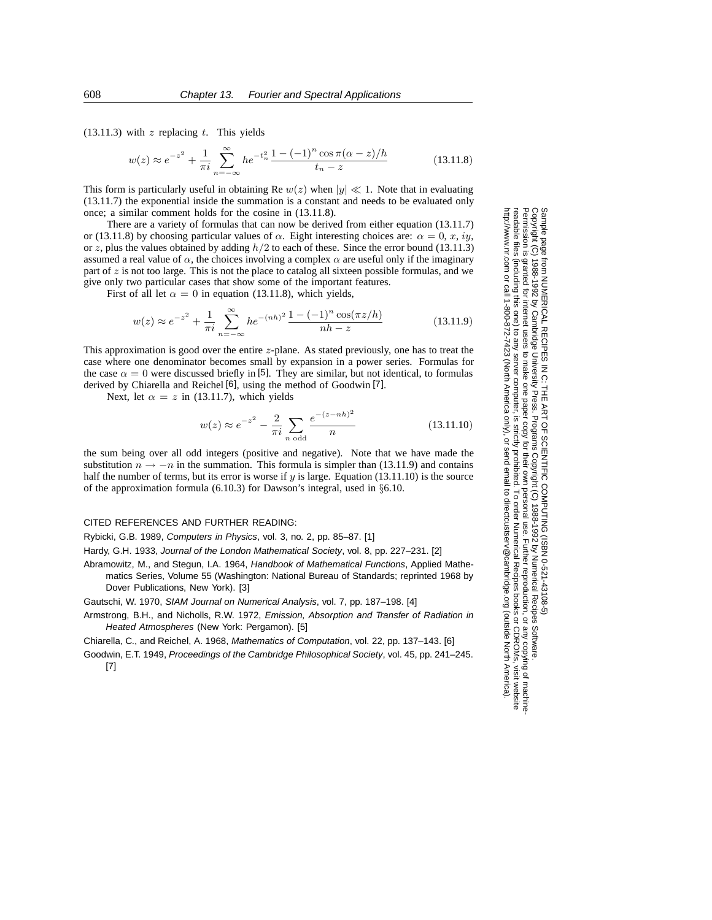(13.11.3) with $z$ replacing $t$. This yields

$$w(z) \approx e^{-z^2} + \frac{1}{\pi i} \sum_{n=-\infty}^{\infty} h e^{-t_n^2} \frac{1 - (-1)^n \cos \pi(\alpha - z)/h}{t_n - z} \tag{13.11.8}$$

This form is particularly useful in obtaining Re $w(z)$ when $|y| \ll 1$. Note that in evaluating (13.11.7) the exponential inside the summation is a constant and needs to be evaluated only once; a similar comment holds for the cosine in (13.11.8).

There are a variety of formulas that can now be derived from either equation (13.11.7) or (13.11.8) by choosing particular values of $\alpha$. Eight interesting choices are: $\alpha = 0$, $x$, $iy$, or $z$, plus the values obtained by adding $h/2$ to each of these. Since the error bound (13.11.3) assumed a real value of $\alpha$, the choices involving a complex $\alpha$ are useful only if the imaginary part of $z$ is not too large. This is not the place to catalog all sixteen possible formulas, and we give only two particular cases that show some of the important features.

First of all let $\alpha = 0$ in equation (13.11.8), which yields,

$$w(z) \approx e^{-z^2} + \frac{1}{\pi i} \sum_{n=-\infty}^{\infty} h e^{-(nh)^2} \frac{1 - (-1)^n \cos(\pi z/h)}{nh - z} \tag{13.11.9}$$

This approximation is good over the entire $z$-plane. As stated previously, one has to treat the case where one denominator becomes small by expansion in a power series. Formulas for the case $\alpha = 0$ were discussed briefly in [5]. They are similar, but not identical, to formulas derived by Chiarella and Reichel [6], using the method of Goodwin [7].

Next, let $\alpha = z$ in (13.11.7), which yields

$$w(z) \approx e^{-z^2} - \frac{2}{\pi i} \sum_{n \text{ odd}} \frac{e^{-(z-nh)^2}}{n} \tag{13.11.10}$$

the sum being over all odd integers (positive and negative). Note that we have made the substitution $n \to -n$ in the summation. This formula is simpler than (13.11.9) and contains half the number of terms, but its error is worse if $y$ is large. Equation (13.11.10) is the source of the approximation formula (6.10.3) for Dawson's integral, used in §6.10.

CITED REFERENCES AND FURTHER READING:

Rybicki, G.B. 1989, *Computers in Physics*, vol. 3, no. 2, pp. 85–87. [1]

Hardy, G.H. 1933, *Journal of the London Mathematical Society*, vol. 8, pp. 227–231. [2]

Abramowitz, M., and Stegun, I.A. 1964, *Handbook of Mathematical Functions*, Applied Mathematics Series, Volume 55 (Washington: National Bureau of Standards; reprinted 1968 by Dover Publications, New York). [3]

Gautschi, W. 1970, *SIAM Journal on Numerical Analysis*, vol. 7, pp. 187–198. [4]

Armstrong, B.H., and Nicholls, R.W. 1972, *Emission, Absorption and Transfer of Radiation in Heated Atmospheres* (New York: Pergamon). [5]

Chiarella, C., and Reichel, A. 1968, *Mathematics of Computation*, vol. 22, pp. 137–143. [6]

Goodwin, E.T. 1949, *Proceedings of the Cambridge Philosophical Society*, vol. 45, pp. 241–245. [7]